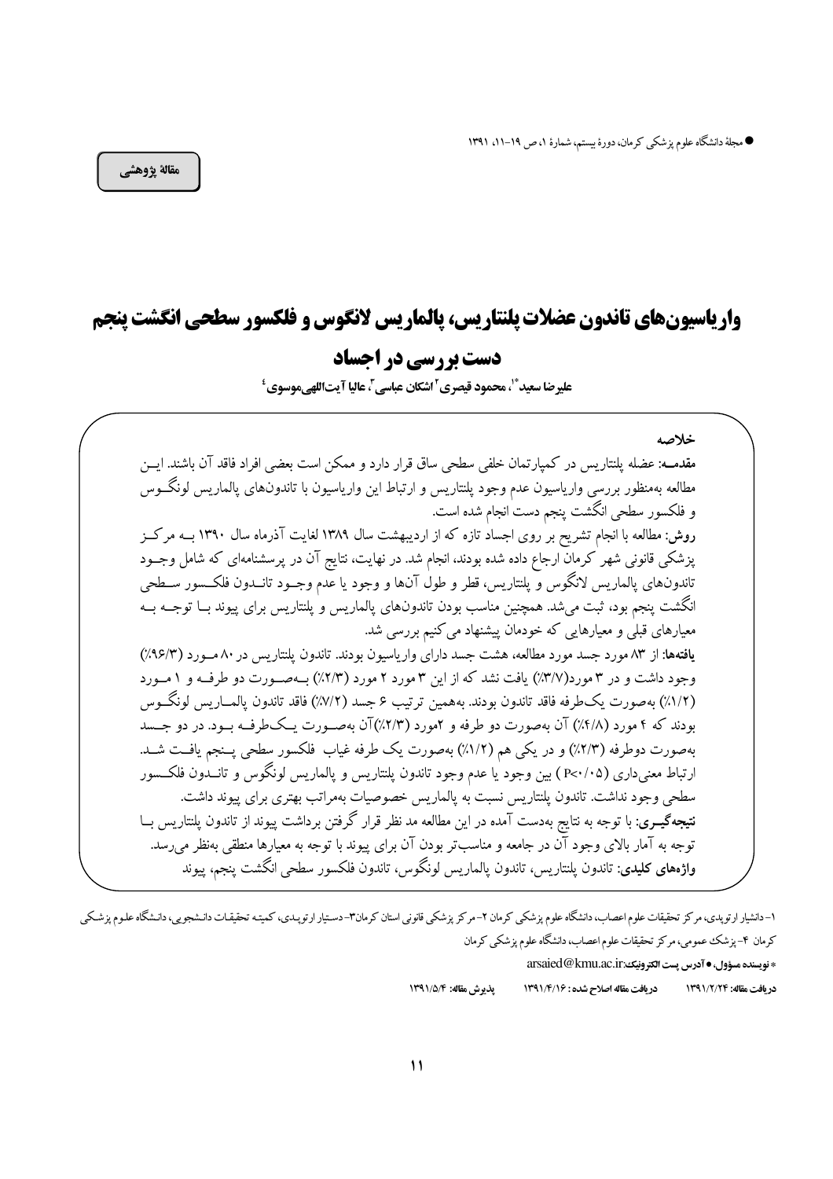مقالهٔ پژوهشی

# واریاسیون‌های تاندون عضلات پلنتاریس، پالماریس لانگوس و فلکسور سطحی انگشت پنجم دست بررسی در اجساد

**علیرضا سعید\*[1]، محمود قیصری[2] اشکان عباسی[3]، عالیا آیت‌اللهی‌موسوی[4]**

## خلاصه

**مقدمه:** عضله پلنتاریس در کمپارتمان خلفی سطحی ساق قرار دارد و ممکن است بعضی افراد فاقد آن باشند. این مطالعه به‌منظور بررسی واریاسیون عدم وجود پلنتاریس و ارتباط این واریاسیون با تاندون‌های پالماریس لونگوس و فلکسور سطحی انگشت پنجم دست انجام شده است.

**روش:** مطالعه با انجام تشریح بر روی اجساد تازه که از اردیبهشت سال ۱۳۸۹ لغایت آذرماه سال ۱۳۹۰ به مرکز پزشکی قانونی شهر کرمان ارجاع داده شده بودند، انجام شد. در نهایت، نتایج آن در پرسشنامه‌ای که شامل وجود تاندون‌های پالماریس لانگوس و پلنتاریس، قطر و طول آن‌ها و وجود یا عدم وجود تاندون فلکسور سطحی انگشت پنجم بود، ثبت می‌شد. همچنین مناسب بودن تاندون‌های پالماریس و پلنتاریس برای پیوند با توجه به معیارهای قبلی و معیارهایی که خودمان پیشنهاد می‌کنیم بررسی شد.

**یافته‌ها:** از ۸۳ مورد جسد مورد مطالعه، هشت جسد دارای واریاسیون بودند. تاندون پلنتاریس در ۸۰ مورد (۹۶/۳٪) وجود داشت و در ۳ مورد(۳/۷٪) یافت نشد که از این ۳ مورد ۲ مورد (۲/۳٪) به‌صورت دو طرفه و ۱ مورد (۱/۲٪) به‌صورت یک‌طرفه فاقد تاندون بودند. به‌همین ترتیب ۶ جسد (۷/۲٪) فاقد تاندون پالماریس لونگوس بودند که ۴ مورد (۴/۸٪) آن به‌صورت دو طرفه و ۲مورد (۲/۳٪)آن به‌صورت یک‌طرفه بود. در دو جسد به‌صورت دوطرفه (۲/۳٪) و در یکی هم (۱/۲٪) به‌صورت یک طرفه غیاب فلکسور سطحی پنجم یافت شد. ارتباط معنی‌داری (P<۰/۰۵ ) بین وجود یا عدم وجود تاندون پلنتاریس و پالماریس لونگوس و تاندون فلکسور سطحی وجود نداشت. تاندون پلنتاریس نسبت به پالماریس خصوصیات به‌مراتب بهتری برای پیوند داشت.

**نتیجه‌گیری:** با توجه به نتایج به‌دست آمده در این مطالعه مد نظر قرار گرفتن برداشت پیوند از تاندون پلنتاریس با توجه به آمار بالای وجود آن در جامعه و مناسب‌تر بودن آن برای پیوند با توجه به معیارها منطقی به‌نظر می‌رسد.

**واژه‌های کلیدی:** تاندون پلنتاریس، تاندون پالماریس لونگوس، تاندون فلکسور سطحی انگشت پنجم، پیوند

---

۱- دانشیار ارتوپدی، مرکز تحقیقات علوم اعصاب، دانشگاه علوم پزشکی کرمان ۲- مرکز پزشکی قانونی استان کرمان ۳- دستیار ارتوپدی، کمیته تحقیقات دانشجویی، دانشگاه علوم پزشکی کرمان ۴- پزشک عمومی، مرکز تحقیقات علوم اعصاب، دانشگاه علوم پزشکی کرمان

\* نویسنده مسؤول، • آدرس پست الکترونیک: arsaied@kmu.ac.ir

دریافت مقاله: ۱۳۹۱/۲/۲۴ &nbsp;&nbsp;&nbsp; دریافت مقاله اصلاح شده: ۱۳۹۱/۴/۱۶ &nbsp;&nbsp;&nbsp; پذیرش مقاله: ۱۳۹۱/۵/۴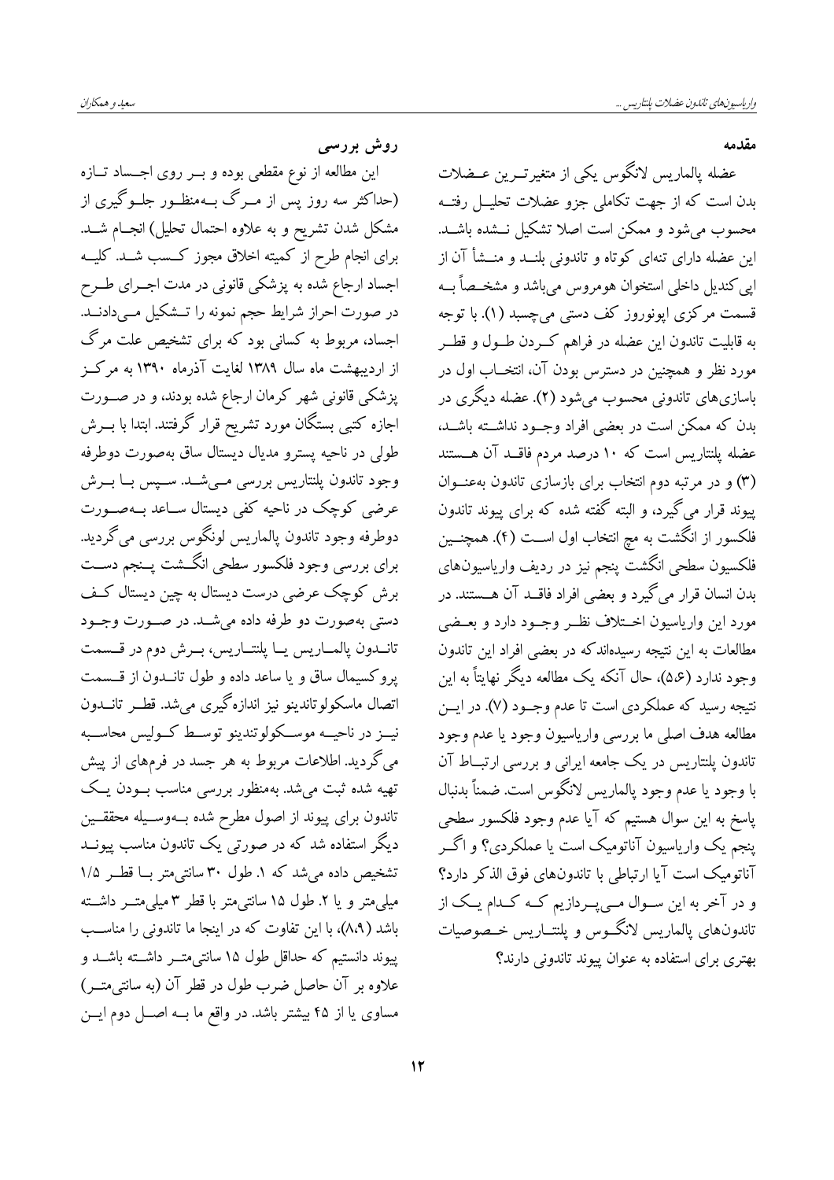## مقدمه

عضله پالماریس لانگوس یکی از متغیرترین عضلات بدن است که از جهت تکاملی جزو عضلات تحلیل رفته محسوب می‌شود و ممکن است اصلا تشکیل نشده باشد. این عضله دارای تنه‌ای کوتاه و تاندونی بلند و منشأ آن از اپی کندیل داخلی استخوان هومروس می‌باشد و مشخصاً به قسمت مرکزی اپونوروز کف دستی می‌چسبد (۱). با توجه به قابلیت تاندون این عضله در فراهم کردن طول و قطر مورد نظر و همچنین در دسترس بودن آن، انتخاب اول در باسازی‌های تاندونی محسوب می‌شود (۲). عضله دیگری در بدن که ممکن است در بعضی افراد وجود نداشته باشد، عضله پلنتاریس است که ۱۰ درصد مردم فاقد آن هستند (۳) و در مرتبه دوم انتخاب برای بازسازی تاندون به‌عنوان پیوند قرار می‌گیرد، و البته گفته شده که برای پیوند تاندون فلکسور از انگشت به مچ انتخاب اول است (۴). همچنین فلکسیون سطحی انگشت پنجم نیز در ردیف واریاسیون‌های بدن انسان قرار می‌گیرد و بعضی افراد فاقد آن هستند. در مورد این واریاسیون اختلاف نظر وجود دارد و بعضی مطالعات به این نتیجه رسیده‌اندکه در بعضی افراد این تاندون وجود ندارد (۵،۶)، حال آنکه یک مطالعه دیگر نهایتاً به این نتیجه رسید که عملکردی است تا عدم وجود (۷). در این مطالعه هدف اصلی ما بررسی واریاسیون وجود یا عدم وجود تاندون پلنتاریس در یک جامعه ایرانی و بررسی ارتباط آن با وجود یا عدم وجود پالماریس لانگوس است. ضمناً بدنبال پاسخ به این سوال هستیم که آیا عدم وجود فلکسور سطحی پنجم یک واریاسیون آناتومیک است یا عملکردی؟ و اگر آناتومیک است آیا ارتباطی با تاندون‌های فوق الذکر دارد؟ و در آخر به این سوال می‌پردازیم که کدام یک از تاندون‌های پالماریس لانگوس و پلنتاریس خصوصیات بهتری برای استفاده به عنوان پیوند تاندونی دارند؟

## روش بررسی

این مطالعه از نوع مقطعی بوده و بر روی اجساد تازه (حداکثر سه روز پس از مرگ به‌منظور جلوگیری از مشکل شدن تشریح و به علاوه احتمال تحلیل) انجام شد. برای انجام طرح از کمیته اخلاق مجوز کسب شد. کلیه اجساد ارجاع شده به پزشکی قانونی در مدت اجرای طرح در صورت احراز شرایط حجم نمونه را تشکیل می‌دادند. اجساد، مربوط به کسانی بود که برای تشخیص علت مرگ از اردیبهشت ماه سال ۱۳۸۹ لغایت آذرماه ۱۳۹۰ به مرکز پزشکی قانونی شهر کرمان ارجاع شده بودند، و در صورت اجازه کتبی بستگان مورد تشریح قرار گرفتند. ابتدا با برش طولی در ناحیه پسترو مدیال دیستال ساق به‌صورت دوطرفه وجود تاندون پلنتاریس بررسی می‌شد. سپس با برش عرضی کوچک در ناحیه کفی دیستال ساعد به‌صورت دوطرفه وجود تاندون پالماریس لونگوس بررسی می‌گردید. برای بررسی وجود فلکسور سطحی انگشت پنجم دست برش کوچک عرضی درست دیستال به چین دیستال کف دستی به‌صورت دو طرفه داده می‌شد. در صورت وجود تاندون پالماریس یا پلنتاریس، برش دوم در قسمت پروکسیمال ساق و یا ساعد داده و طول تاندون از قسمت اتصال ماسکولوتاندینو نیز اندازه‌گیری می‌شد. قطر تاندون نیز در ناحیه موسکولوتندینو توسط کولیس محاسبه می‌گردید. اطلاعات مربوط به هر جسد در فرم‌های از پیش تهیه شده ثبت می‌شد. به‌منظور بررسی مناسب بودن یک تاندون برای پیوند از اصول مطرح شده به‌وسیله محققین دیگر استفاده شد که در صورتی یک تاندون مناسب پیوند تشخیص داده می‌شد که ۱. طول ۳۰ سانتی‌متر با قطر ۱/۵ میلی‌متر و یا ۲. طول ۱۵ سانتی‌متر با قطر ۳ میلی‌متر داشته باشد (۸،۹)، با این تفاوت که در اینجا ما تاندونی را مناسب پیوند دانستیم که حداقل طول ۱۵ سانتی‌متر داشته باشد و علاوه بر آن حاصل ضرب طول در قطر آن (به سانتی‌متر) مساوی یا از ۴۵ بیشتر باشد. در واقع ما به اصل دوم این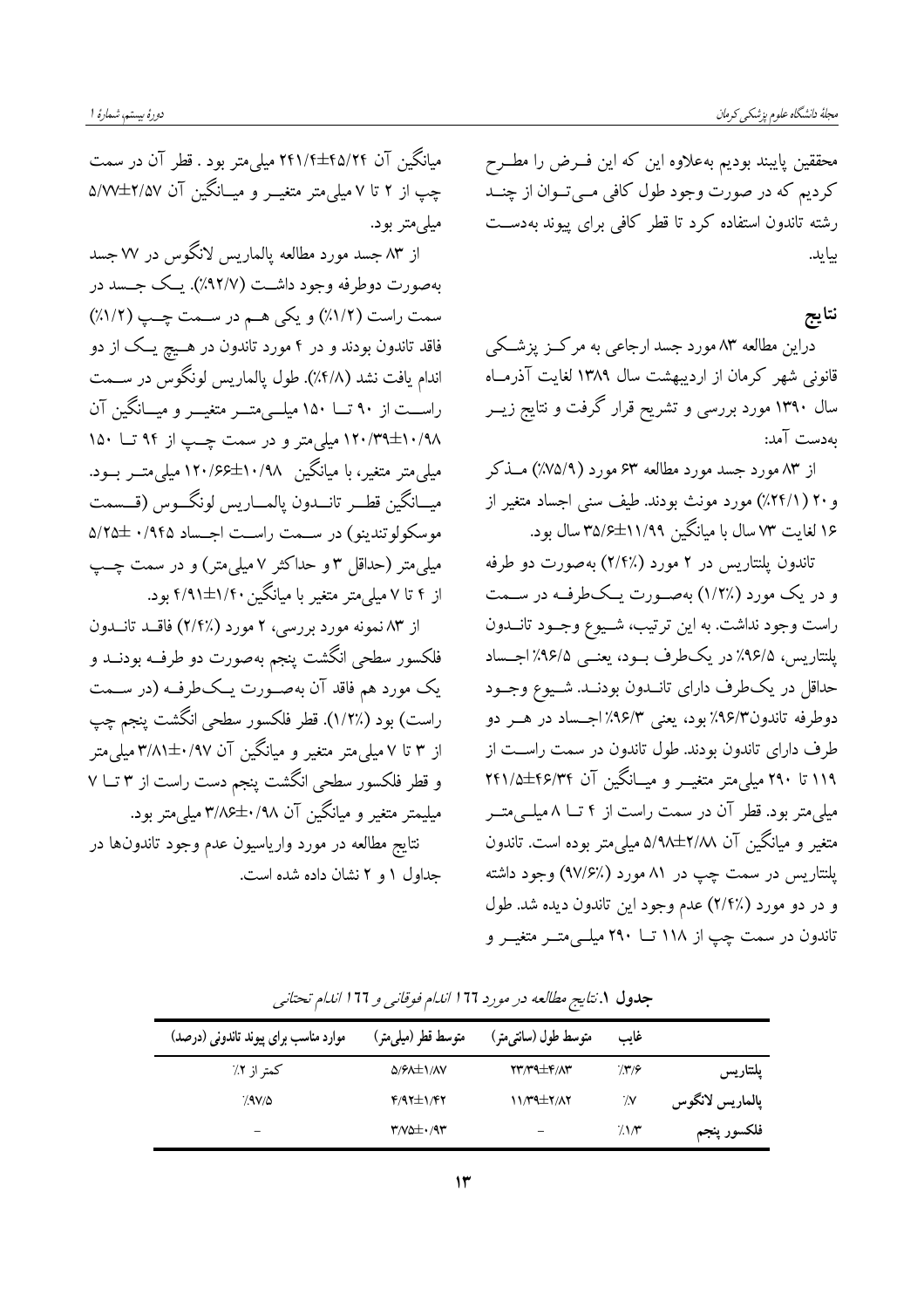محققین پایبند بودیم به‌علاوه این که این فـرض را مطـرح کردیم که در صورت وجود طول کافی مـی‌تـوان از چنـد رشته تاندون استفاده کرد تا قطر کافی برای پیوند به‌دسـت بیاید.

## نتایج

دراین مطالعه ۸۳ مورد جسد ارجاعی به مرکـز پزشـکی قانونی شهر کرمان از اردیبهشت سال ۱۳۸۹ لغایت آذرمـاه سال ۱۳۹۰ مورد بررسی و تشریح قرار گرفت و نتایج زیـر به‌دست آمد:

از ۸۳ مورد جسد مورد مطالعه ۶۳ مورد (۷۵/۹٪) مـذکر و ۲۰ (۲۴/۱٪) مورد مونث بودند. طیف سنی اجساد متغیر از ۱۶ لغایت ۷۳ سال با میانگین ۱۱/۹۹±۳۵/۶ سال بود.

تاندون پلنتاریس در ۲ مورد (۲/۴٪) به‌صورت دو طرفه و در یک مورد (۱/۲٪) به‌صـورت یـک‌طرفـه در سـمت راست وجود نداشت. به این ترتیب، شـیوع وجـود تانـدون پلنتاریس، ۹۶/۵٪ در یک‌طرف بـود، یعنـی ۹۶/۵٪ اجـساد حداقل در یک‌طرف دارای تانـدون بودنـد. شـیوع وجـود دوطرفه تاندون۹۶/۳٪ بود، یعنی ۹۶/۳٪ اجـساد در هـر دو طرف دارای تاندون بودند. طول تاندون در سمت راسـت از ۱۱۹ تا ۲۹۰ میلی‌متر متغیـر و میـانگین آن ۴۶/۳۴±۲۴۱/۵ میلی‌متر بود. قطر آن در سمت راست از ۴ تـا ۸ میلـی‌متـر متغیر و میانگین آن ۲/۸۸±۵/۹۸ میلی‌متر بوده است. تاندون پلنتاریس در سمت چپ در ۸۱ مورد (۹۷/۶٪) وجود داشته و در دو مورد (۲/۴٪) عدم وجود این تاندون دیده شد. طول تاندون در سمت چپ از ۱۱۸ تـا ۲۹۰ میلـی‌متـر متغیـر و میانگین آن ۴۵/۲۴±۲۴۱/۴ میلی‌متر بود . قطر آن در سمت چپ از ۲ تا ۷ میلی‌متر متغیـر و میـانگین آن ۲/۵۷±۵/۷۷ میلی‌متر بود.

از ۸۳ جسد مورد مطالعه پالماریس لانگوس در ۷۷ جسد به‌صورت دوطرفه وجود داشـت (۹۲/۷٪). یـک جـسد در سمت راست (۱/۲٪) و یکی هـم در سـمت چـپ (۱/۲٪) فاقد تاندون بودند و در ۴ مورد تاندون در هـیچ یـک از دو اندام یافت نشد (۴/۸٪). طول پالماریس لونگوس در سـمت راسـت از ۹۰ تـا ۱۵۰ میلـی‌متـر متغیـر و میـانگین آن ۱۰/۹۸±۱۲۰/۳۹ میلی‌متر و در سمت چـپ از ۹۴ تـا ۱۵۰ میلی‌متر متغیر، با میانگین ۱۰/۹۸±۱۲۰/۶۶ میلی‌متـر بـود. میـانگین قطـر تانـدون پالمـاریس لونگـوس (قـسمت موسکولوتندینو) در سـمت راسـت اجـساد ۰/۹۴۵ ±۵/۲۵ میلی‌متر (حداقل ۳ و حداکثر ۷ میلی‌متر) و در سمت چـپ از ۴ تا ۷ میلی‌متر متغیر با میانگین ۱/۴۰±۴/۹۱ بود.

از ۸۳ نمونه مورد بررسی، ۲ مورد (۲/۴٪) فاقـد تانـدون فلکسور سطحی انگشت پنجم به‌صورت دو طرفـه بودنـد و یک مورد هم فاقد آن به‌صـورت یـک‌طرفـه (در سـمت راست) بود (۱/۲٪). قطر فلکسور سطحی انگشت پنجم چپ از ۳ تا ۷ میلی‌متر متغیر و میانگین آن ۰/۹۷±۳/۸۱ میلی‌متر و قطر فلکسور سطحی انگشت پنجم دست راست از ۳ تـا ۷ میلیمتر متغیر و میانگین آن ۰/۹۸±۳/۸۶ میلی‌متر بود.

نتایج مطالعه در مورد واریاسیون عدم وجود تاندون‌ها در جداول ۱ و ۲ نشان داده شده است.

**جدول ۱.** *نتایج مطالعه در مورد ۱۶۶ اندام فوقانی و ۱۶۶ اندام تحتانی*

| | غایب | متوسط طول (سانتی‌متر) | متوسط قطر (میلی‌متر) | موارد مناسب برای پیوند تاندونی (درصد) |
|---|---|---|---|---|
| **پلنتاریس** | ۳/۶٪ | ۴/۸۳±۲۳/۳۹ | ۱/۸۷±۵/۶۸ | کمتر از ۲٪ |
| **پالماریس لانگوس** | ۷٪ | ۲/۸۲±۱۱/۳۹ | ۱/۴۲±۴/۹۲ | ۹۷/۵٪ |
| **فلکسور پنجم** | ۱/۳٪ | – | ۰/۹۳±۳/۷۵ | – |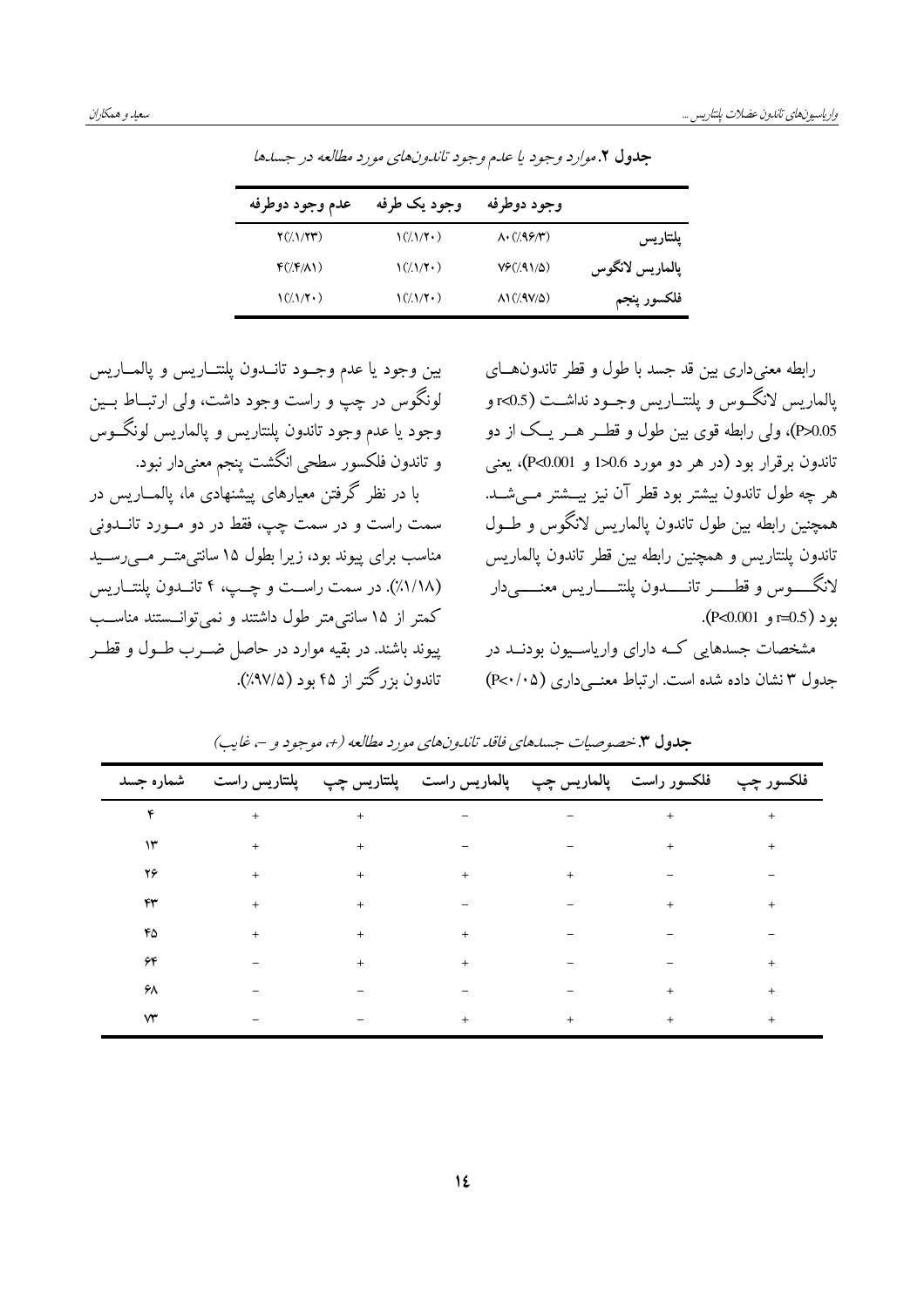**جدول ۲.** *موارد وجود یا عدم وجود تاندون‌های مورد مطالعه در جسدها*

| | وجود دوطرفه | وجود یک طرفه | عدم وجود دوطرفه |
|---|---|---|---|
| **پلنتاریس** | ۸۰ (٪۹۶/۳) | ۱(٪۱/۲۰) | ۲(٪۱/۲۳) |
| **پالماریس لانگوس** | ۷۶(٪۹۱/۵) | ۱(٪۱/۲۰) | ۴(٪۴/۸۱) |
| **فلکسور پنجم** | ۸۱(٪۹۷/۵) | ۱(٪۱/۲۰) | ۱(٪۱/۲۰) |

رابطه معنی‌داری بین قد جسد با طول و قطر تاندون‌های پالماریس لانگوس و پلنتاریس وجود نداشت ($r<0.5$ و $P>0.05$)، ولی رابطه قوی بین طول و قطر هر یک از دو تاندون برقرار بود (در هر دو مورد $r>0.6$ و $P<0.001$)، یعنی هر چه طول تاندون بیشتر بود قطر آن نیز بیشتر می‌شد. همچنین رابطه بین طول تاندون پالماریس لانگوس و طول تاندون پلنتاریس و همچنین رابطه بین قطر تاندون پالماریس لانگوس و قطر تاندون پلنتاریس معنی‌دار بود ($r=0.5$ و $P<0.001$).

مشخصات جسدهایی که دارای واریاسیون بودند در جدول ۳ نشان داده شده است. ارتباط معنی‌داری ($P<۰/۰۵$) بین وجود یا عدم وجود تاندون پلنتاریس و پالماریس لونگوس در چپ و راست وجود داشت، ولی ارتباط بین وجود یا عدم وجود تاندون پلنتاریس و پالماریس لونگوس و تاندون فلکسور سطحی انگشت پنجم معنی‌دار نبود.

با در نظر گرفتن معیارهای پیشنهادی ما، پالماریس در سمت راست و در سمت چپ، فقط در دو مورد تاندونی مناسب برای پیوند بود، زیرا بطول ۱۵ سانتی‌متر می‌رسید (٪۱/۱۸). در سمت راست و چپ، ۴ تاندون پلنتاریس کمتر از ۱۵ سانتی‌متر طول داشتند و نمی‌توانستند مناسب پیوند باشند. در بقیه موارد در حاصل ضرب طول و قطر تاندون بزرگتر از ۴۵ بود (٪۹۷/۵).

**جدول ۳.** *خصوصیات جسدهای فاقد تاندون‌های مورد مطالعه (+، موجود و -، غایب)*

| شماره جسد | پلنتاریس راست | پلنتاریس چپ | پالماریس راست | پالماریس چپ | فلکسور راست | فلکسور چپ |
|---|---|---|---|---|---|---|
| ۴ | + | + | - | - | + | + |
| ۱۳ | + | + | - | - | + | + |
| ۲۶ | + | + | + | + | - | - |
| ۴۳ | + | + | - | - | + | + |
| ۴۵ | + | + | + | - | - | - |
| ۶۴ | - | + | + | - | - | + |
| ۶۸ | - | - | - | - | + | + |
| ۷۳ | - | - | + | + | + | + |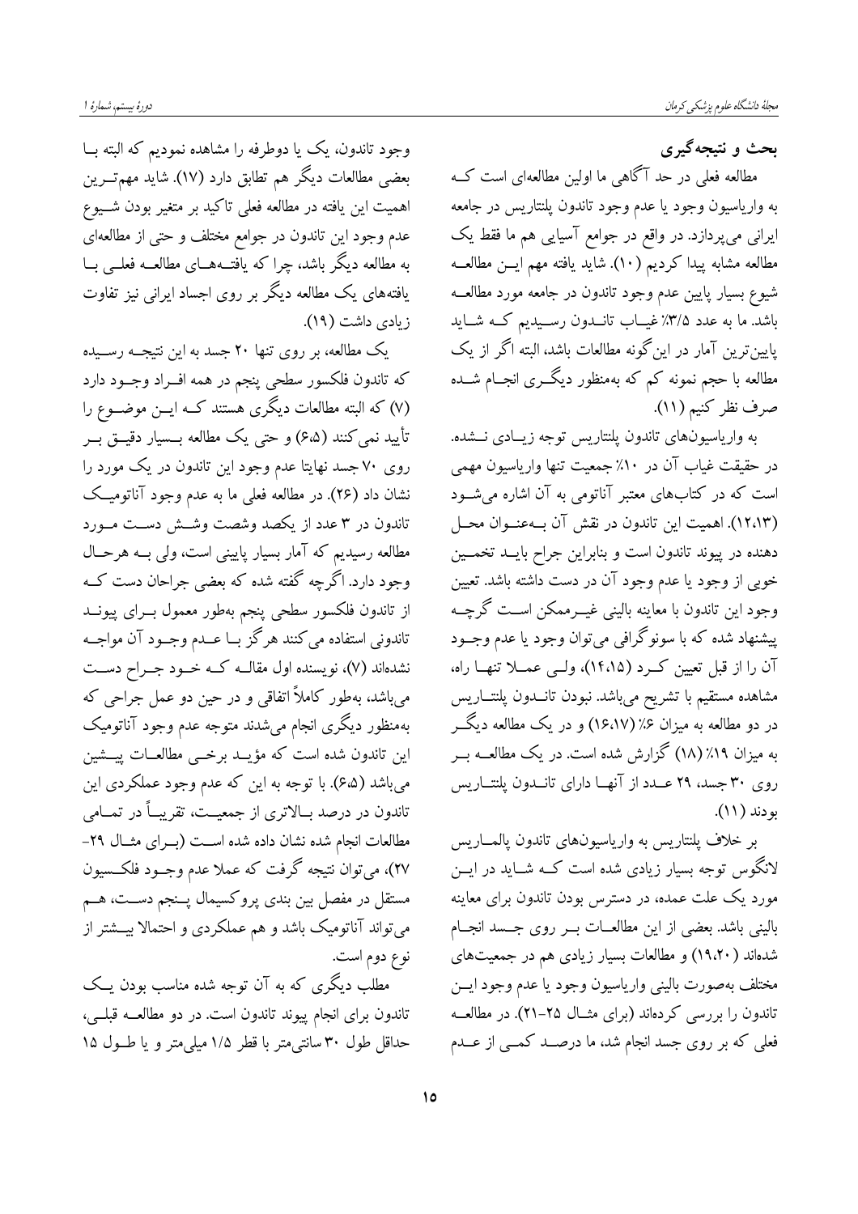## بحث و نتیجه‌گیری

مطالعه فعلی در حد آگاهی ما اولین مطالعه‌ای است که به واریاسیون وجود یا عدم وجود تاندون پلنتاریس در جامعه ایرانی می‌پردازد. در واقع در جوامع آسیایی هم ما فقط یک مطالعه مشابه پیدا کردیم (۱۰). شاید یافته مهم این مطالعه شیوع بسیار پایین عدم وجود تاندون در جامعه مورد مطالعه باشد. ما به عدد ۳/۵٪ غیاب تاندون رسیدیم که شاید پایین‌ترین آمار در این‌گونه مطالعات باشد، البته اگر از یک مطالعه با حجم نمونه کم که به‌منظور دیگری انجام شده صرف نظر کنیم (۱۱).

به واریاسیون‌های تاندون پلنتاریس توجه زیادی نشده. در حقیقت غیاب آن در ۱۰٪ جمعیت تنها واریاسیون مهمی است که در کتاب‌های معتبر آناتومی به آن اشاره می‌شود (۱۲،۱۳). اهمیت این تاندون در نقش آن به‌عنوان محل دهنده در پیوند تاندون است و بنابراین جراح باید تخمین خوبی از وجود یا عدم وجود آن در دست داشته باشد. تعیین وجود این تاندون با معاینه بالینی غیرممکن است گرچه پیشنهاد شده که با سونوگرافی می‌توان وجود یا عدم وجود آن را از قبل تعیین کرد (۱۴،۱۵)، ولی عملا تنها راه، مشاهده مستقیم با تشریح می‌باشد. نبودن تاندون پلنتاریس در دو مطالعه به میزان ۶٪ (۱۶،۱۷) و در یک مطالعه دیگر به میزان ۱۹٪ (۱۸) گزارش شده است. در یک مطالعه بر روی ۳۰ جسد، ۲۹ عدد از آنها دارای تاندون پلنتاریس بودند (۱۱).

بر خلاف پلنتاریس به واریاسیون‌های تاندون پالماریس لانگوس توجه بسیار زیادی شده است که شاید در این مورد یک علت عمده، در دسترس بودن تاندون برای معاینه بالینی باشد. بعضی از این مطالعات بر روی جسد انجام شده‌اند (۱۹،۲۰) و مطالعات بسیار زیادی هم در جمعیت‌های مختلف به‌صورت بالینی واریاسیون وجود یا عدم وجود این تاندون را بررسی کرده‌اند (برای مثال ۲۵-۲۱). در مطالعه فعلی که بر روی جسد انجام شد، ما درصد کمی از عدم وجود تاندون، یک یا دوطرفه را مشاهده نمودیم که البته با بعضی مطالعات دیگر هم تطابق دارد (۱۷). شاید مهم‌ترین اهمیت این یافته در مطالعه فعلی تاکید بر متغیر بودن شیوع عدم وجود این تاندون در جوامع مختلف و حتی از مطالعه‌ای به مطالعه دیگر باشد، چرا که یافته‌های مطالعه فعلی با یافته‌های یک مطالعه دیگر بر روی اجساد ایرانی نیز تفاوت زیادی داشت (۱۹).

یک مطالعه، بر روی تنها ۲۰ جسد به این نتیجه رسیده که تاندون فلکسور سطحی پنجم در همه افراد وجود دارد (۷) که البته مطالعات دیگری هستند که این موضوع را تأیید نمی‌کنند (۶،۵) و حتی یک مطالعه بسیار دقیق بر روی ۷۰ جسد نهایتا عدم وجود این تاندون در یک مورد را نشان داد (۲۶). در مطالعه فعلی ما به عدم وجود آناتومیک تاندون در ۳ عدد از یکصد وشصت وشش دست مورد مطالعه رسیدیم که آمار بسیار پایینی است، ولی به هرحال وجود دارد. اگرچه گفته شده که بعضی جراحان دست که از تاندون فلکسور سطحی پنجم به‌طور معمول برای پیوند تاندونی استفاده می کنند هرگز با عدم وجود آن مواجه نشده‌اند (۷)، نویسنده اول مقاله که خود جراح دست می‌باشد، به‌طور کاملاً اتفاقی و در حین دو عمل جراحی که به‌منظور دیگری انجام می‌شدند متوجه عدم وجود آناتومیک این تاندون شده است که مؤید برخی مطالعات پیشین می‌باشد (۶،۵). با توجه به این که عدم وجود عملکردی این تاندون در درصد بالاتری از جمعیت، تقریباً در تمامی مطالعات انجام شده نشان داده شده است (برای مثال ۲۹-۲۷)، می‌توان نتیجه گرفت که عملا عدم وجود فلکسیون مستقل در مفصل بین بندی پروکسیمال پنجم دست، هم می‌تواند آناتومیک باشد و هم عملکردی و احتمالا بیشتر از نوع دوم است.

مطلب دیگری که به آن توجه شده مناسب بودن یک تاندون برای انجام پیوند تاندون است. در دو مطالعه قبلی، حداقل طول ۳۰ سانتی‌متر با قطر ۱/۵ میلی‌متر و یا طول ۱۵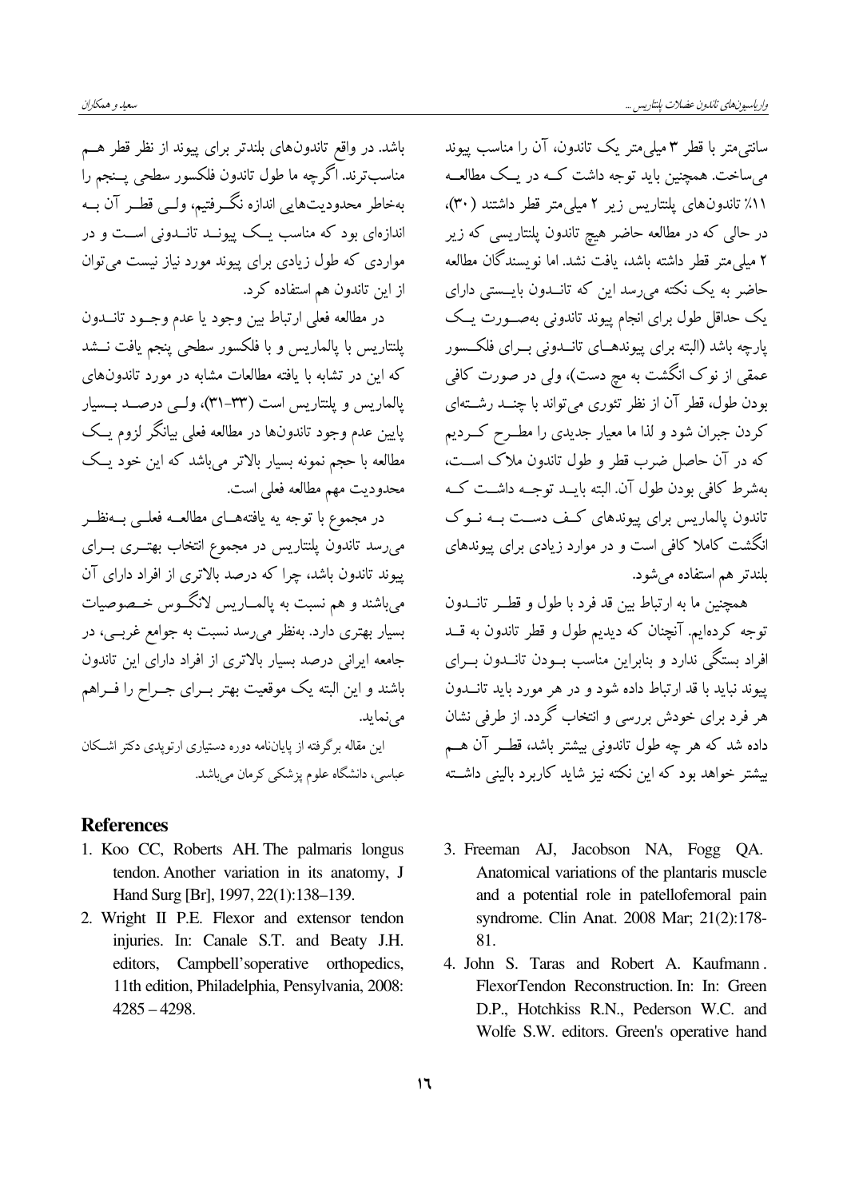سانتی‌متر با قطر ۳ میلی‌متر یک تاندون، آن را مناسب پیوند می‌ساخت. همچنین باید توجه داشت که در یک مطالعه ۱۱٪ تاندون‌های پلنتاریس زیر ۲ میلی‌متر قطر داشتند (۳۰)، در حالی که در مطالعه حاضر هیچ تاندون پلنتاریسی که زیر ۲ میلی‌متر قطر داشته باشد، یافت نشد. اما نویسندگان مطالعه حاضر به یک نکته می‌رسد این که تاندون بایستی دارای یک حداقل طول برای انجام پیوند تاندونی به‌صورت یک پارچه باشد (البته برای پیوندهای تاندونی برای فلکسور عمقی از نوک انگشت به مچ دست)، ولی در صورت کافی بودن طول، قطر آن از نظر تئوری می‌تواند با چند رشته‌ای کردن جبران شود و لذا ما معیار جدیدی را مطرح کردیم که در آن حاصل ضرب قطر و طول تاندون ملاک است، به‌شرط کافی بودن طول آن. البته باید توجه داشت که تاندون پالماریس برای پیوندهای کف دست به نوک انگشت کاملا کافی است و در موارد زیادی برای پیوندهای بلندتر هم استفاده می‌شود.

همچنین ما به ارتباط بین قد فرد با طول و قطر تاندون توجه کرده‌ایم. آنچنان که دیدیم طول و قطر تاندون به قد افراد بستگی ندارد و بنابراین مناسب بودن تاندون برای پیوند نباید با قد ارتباط داده شود و در هر مورد باید تاندون هر فرد برای خودش بررسی و انتخاب گردد. از طرفی نشان داده شد که هر چه طول تاندونی بیشتر باشد، قطر آن هم بیشتر خواهد بود که این نکته نیز شاید کاربرد بالینی داشته باشد. در واقع تاندون‌های بلندتر برای پیوند از نظر قطر هم مناسب‌ترند. اگرچه ما طول تاندون فلکسور سطحی پنجم را به‌خاطر محدودیت‌هایی اندازه نگرفتیم، ولی قطر آن به اندازه‌ای بود که مناسب یک پیوند تاندونی است و در مواردی که طول زیادی برای پیوند مورد نیاز نیست می‌توان از این تاندون هم استفاده کرد.

در مطالعه فعلی ارتباط بین وجود یا عدم وجود تاندون پلنتاریس با پالماریس و با فلکسور سطحی پنجم یافت نشد که این در تشابه با یافته مطالعات مشابه در مورد تاندون‌های پالماریس و پلنتاریس است (۳۳-۳۱)، ولی درصد بسیار پایین عدم وجود تاندون‌ها در مطالعه فعلی بیانگر لزوم یک مطالعه با حجم نمونه بسیار بالاتر می‌باشد که این خود یک محدودیت مهم مطالعه فعلی است.

در مجموع با توجه یه یافته‌های مطالعه فعلی به‌نظر می‌رسد تاندون پلنتاریس در مجموع انتخاب بهتری برای پیوند تاندون باشد، چرا که درصد بالاتری از افراد دارای آن می‌باشند و هم نسبت به پالماریس لانگوس خصوصیات بسیار بهتری دارد. به‌نظر می‌رسد نسبت به جوامع غربی، در جامعه ایرانی درصد بسیار بالاتری از افراد دارای این تاندون باشند و این البته یک موقعیت بهتر برای جراح را فراهم می‌نماید.

این مقاله برگرفته از پایان‌نامه دوره دستیاری ارتوپدی دکتر اشکان عباسی، دانشگاه علوم پزشکی کرمان می‌باشد.

## References

1. Koo CC, Roberts AH. The palmaris longus tendon. Another variation in its anatomy, J Hand Surg [Br], 1997, 22(1):138–139.
2. Wright II P.E. Flexor and extensor tendon injuries. In: Canale S.T. and Beaty J.H. editors, Campbell'soperative orthopedics, 11th edition, Philadelphia, Pensylvania, 2008: 4285 – 4298.
3. Freeman AJ, Jacobson NA, Fogg QA. Anatomical variations of the plantaris muscle and a potential role in patellofemoral pain syndrome. Clin Anat. 2008 Mar; 21(2):178-81.
4. John S. Taras and Robert A. Kaufmann. FlexorTendon Reconstruction. In: In: Green D.P., Hotchkiss R.N., Pederson W.C. and Wolfe S.W. editors. Green's operative hand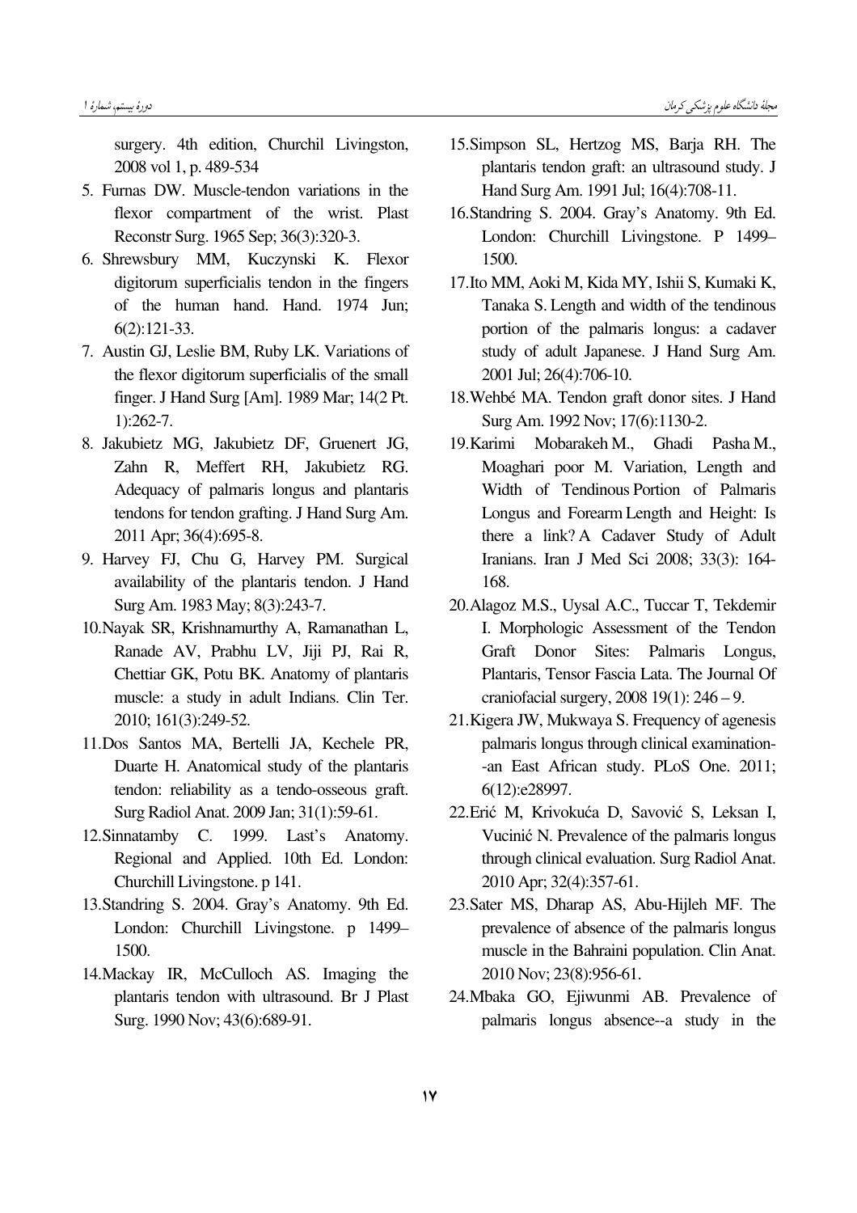surgery. 4th edition, Churchil Livingston, 2008 vol 1, p. 489-534

5. Furnas DW. Muscle-tendon variations in the flexor compartment of the wrist. Plast Reconstr Surg. 1965 Sep; 36(3):320-3.
6. Shrewsbury MM, Kuczynski K. Flexor digitorum superficialis tendon in the fingers of the human hand. Hand. 1974 Jun; 6(2):121-33.
7. Austin GJ, Leslie BM, Ruby LK. Variations of the flexor digitorum superficialis of the small finger. J Hand Surg [Am]. 1989 Mar; 14(2 Pt. 1):262-7.
8. Jakubietz MG, Jakubietz DF, Gruenert JG, Zahn R, Meffert RH, Jakubietz RG. Adequacy of palmaris longus and plantaris tendons for tendon grafting. J Hand Surg Am. 2011 Apr; 36(4):695-8.
9. Harvey FJ, Chu G, Harvey PM. Surgical availability of the plantaris tendon. J Hand Surg Am. 1983 May; 8(3):243-7.
10. Nayak SR, Krishnamurthy A, Ramanathan L, Ranade AV, Prabhu LV, Jiji PJ, Rai R, Chettiar GK, Potu BK. Anatomy of plantaris muscle: a study in adult Indians. Clin Ter. 2010; 161(3):249-52.
11. Dos Santos MA, Bertelli JA, Kechele PR, Duarte H. Anatomical study of the plantaris tendon: reliability as a tendo-osseous graft. Surg Radiol Anat. 2009 Jan; 31(1):59-61.
12. Sinnatamby C. 1999. Last's Anatomy. Regional and Applied. 10th Ed. London: Churchill Livingstone. p 141.
13. Standring S. 2004. Gray's Anatomy. 9th Ed. London: Churchill Livingstone. p 1499–1500.
14. Mackay IR, McCulloch AS. Imaging the plantaris tendon with ultrasound. Br J Plast Surg. 1990 Nov; 43(6):689-91.
15. Simpson SL, Hertzog MS, Barja RH. The plantaris tendon graft: an ultrasound study. J Hand Surg Am. 1991 Jul; 16(4):708-11.
16. Standring S. 2004. Gray's Anatomy. 9th Ed. London: Churchill Livingstone. P 1499–1500.
17. Ito MM, Aoki M, Kida MY, Ishii S, Kumaki K, Tanaka S. Length and width of the tendinous portion of the palmaris longus: a cadaver study of adult Japanese. J Hand Surg Am. 2001 Jul; 26(4):706-10.
18. Wehbé MA. Tendon graft donor sites. J Hand Surg Am. 1992 Nov; 17(6):1130-2.
19. Karimi Mobarakeh M., Ghadi Pasha M., Moaghari poor M. Variation, Length and Width of Tendinous Portion of Palmaris Longus and Forearm Length and Height: Is there a link? A Cadaver Study of Adult Iranians. Iran J Med Sci 2008; 33(3): 164-168.
20. Alagoz M.S., Uysal A.C., Tuccar T, Tekdemir I. Morphologic Assessment of the Tendon Graft Donor Sites: Palmaris Longus, Plantaris, Tensor Fascia Lata. The Journal Of craniofacial surgery, 2008 19(1): 246 – 9.
21. Kigera JW, Mukwaya S. Frequency of agenesis palmaris longus through clinical examination--an East African study. PLoS One. 2011; 6(12):e28997.
22. Erić M, Krivokuća D, Savović S, Leksan I, Vucinić N. Prevalence of the palmaris longus through clinical evaluation. Surg Radiol Anat. 2010 Apr; 32(4):357-61.
23. Sater MS, Dharap AS, Abu-Hijleh MF. The prevalence of absence of the palmaris longus muscle in the Bahraini population. Clin Anat. 2010 Nov; 23(8):956-61.
24. Mbaka GO, Ejiwunmi AB. Prevalence of palmaris longus absence--a study in the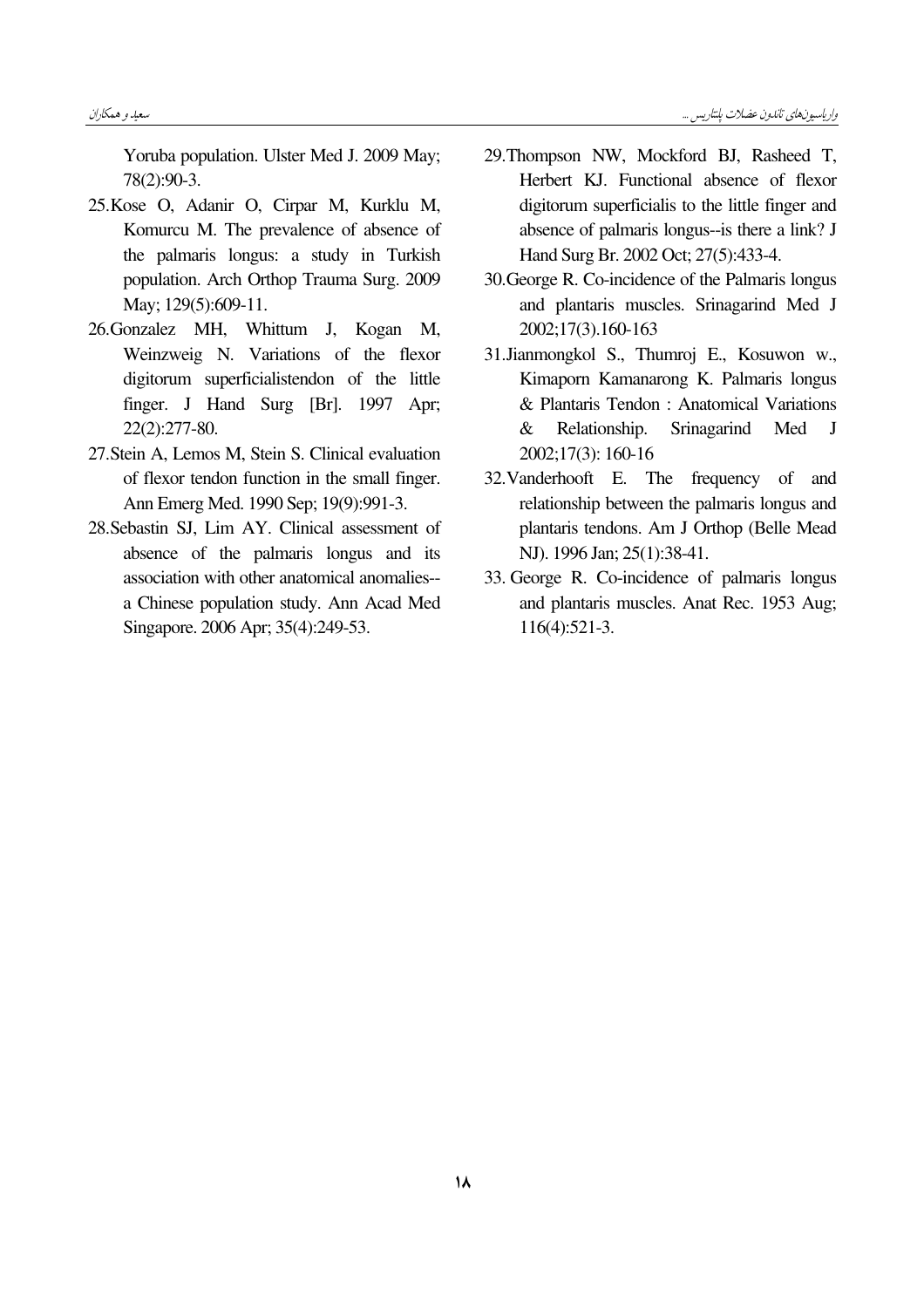Yoruba population. Ulster Med J. 2009 May; 78(2):90-3.

25. Kose O, Adanir O, Cirpar M, Kurklu M, Komurcu M. The prevalence of absence of the palmaris longus: a study in Turkish population. Arch Orthop Trauma Surg. 2009 May; 129(5):609-11.

26. Gonzalez MH, Whittum J, Kogan M, Weinzweig N. Variations of the flexor digitorum superficialistendon of the little finger. J Hand Surg [Br]. 1997 Apr; 22(2):277-80.

27. Stein A, Lemos M, Stein S. Clinical evaluation of flexor tendon function in the small finger. Ann Emerg Med. 1990 Sep; 19(9):991-3.

28. Sebastin SJ, Lim AY. Clinical assessment of absence of the palmaris longus and its association with other anatomical anomalies--a Chinese population study. Ann Acad Med Singapore. 2006 Apr; 35(4):249-53.

29. Thompson NW, Mockford BJ, Rasheed T, Herbert KJ. Functional absence of flexor digitorum superficialis to the little finger and absence of palmaris longus--is there a link? J Hand Surg Br. 2002 Oct; 27(5):433-4.

30. George R. Co-incidence of the Palmaris longus and plantaris muscles. Srinagarind Med J 2002;17(3).160-163

31. Jianmongkol S., Thumroj E., Kosuwon w., Kimaporn Kamanarong K. Palmaris longus & Plantaris Tendon : Anatomical Variations & Relationship. Srinagarind Med J 2002;17(3): 160-16

32. Vanderhooft E. The frequency of and relationship between the palmaris longus and plantaris tendons. Am J Orthop (Belle Mead NJ). 1996 Jan; 25(1):38-41.

33. George R. Co-incidence of palmaris longus and plantaris muscles. Anat Rec. 1953 Aug; 116(4):521-3.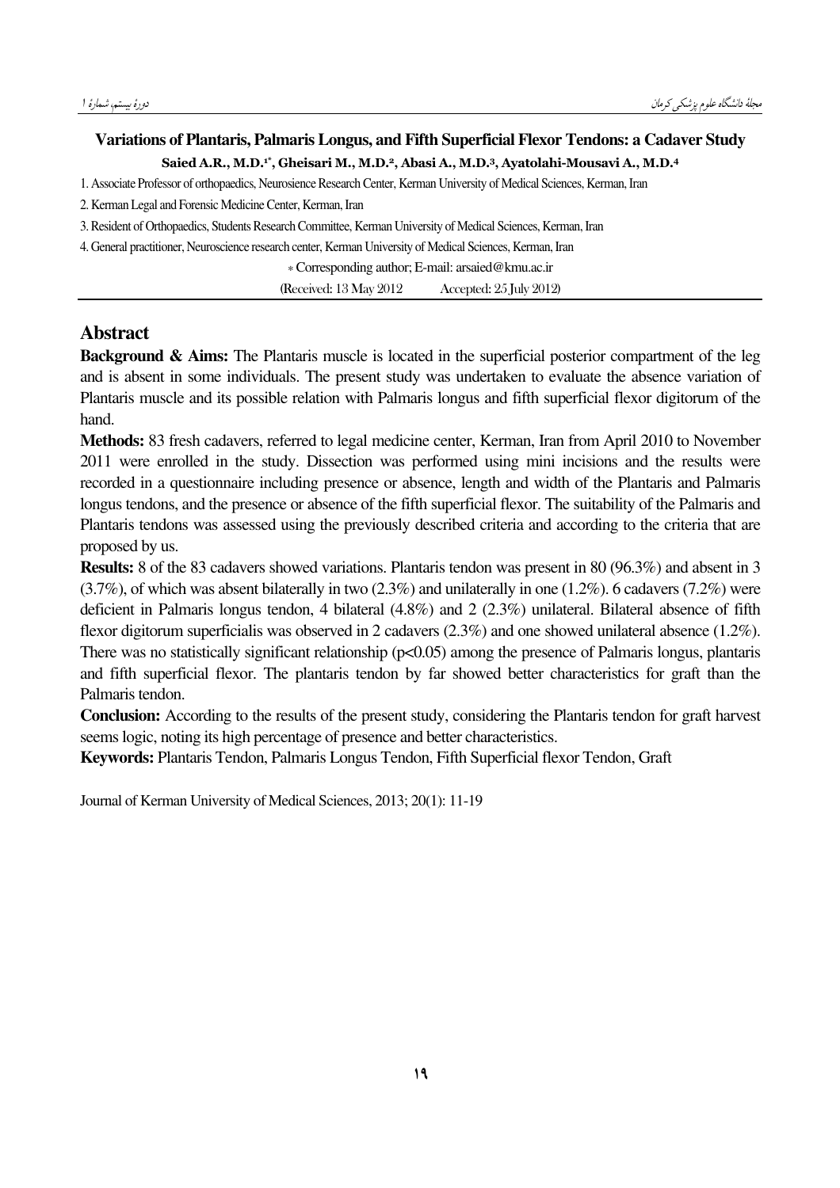**Variations of Plantaris, Palmaris Longus, and Fifth Superficial Flexor Tendons: a Cadaver Study**

**Saied A.R., M.D.[1*], Gheisari M., M.D.[2], Abasi A., M.D.[3], Ayatolahi-Mousavi A., M.D.[4]**

1. Associate Professor of orthopaedics, Neurosience Research Center, Kerman University of Medical Sciences, Kerman, Iran
2. Kerman Legal and Forensic Medicine Center, Kerman, Iran
3. Resident of Orthopaedics, Students Research Committee, Kerman University of Medical Sciences, Kerman, Iran
4. General practitioner, Neuroscience research center, Kerman University of Medical Sciences, Kerman, Iran

\* Corresponding author; E-mail: arsaied@kmu.ac.ir

(Received: 13 May 2012 Accepted: 25 July 2012)

## Abstract

**Background & Aims:** The Plantaris muscle is located in the superficial posterior compartment of the leg and is absent in some individuals. The present study was undertaken to evaluate the absence variation of Plantaris muscle and its possible relation with Palmaris longus and fifth superficial flexor digitorum of the hand.

**Methods:** 83 fresh cadavers, referred to legal medicine center, Kerman, Iran from April 2010 to November 2011 were enrolled in the study. Dissection was performed using mini incisions and the results were recorded in a questionnaire including presence or absence, length and width of the Plantaris and Palmaris longus tendons, and the presence or absence of the fifth superficial flexor. The suitability of the Palmaris and Plantaris tendons was assessed using the previously described criteria and according to the criteria that are proposed by us.

**Results:** 8 of the 83 cadavers showed variations. Plantaris tendon was present in 80 (96.3%) and absent in 3 (3.7%), of which was absent bilaterally in two (2.3%) and unilaterally in one (1.2%). 6 cadavers (7.2%) were deficient in Palmaris longus tendon, 4 bilateral (4.8%) and 2 (2.3%) unilateral. Bilateral absence of fifth flexor digitorum superficialis was observed in 2 cadavers (2.3%) and one showed unilateral absence (1.2%). There was no statistically significant relationship ($p<0.05$) among the presence of Palmaris longus, plantaris and fifth superficial flexor. The plantaris tendon by far showed better characteristics for graft than the Palmaris tendon.

**Conclusion:** According to the results of the present study, considering the Plantaris tendon for graft harvest seems logic, noting its high percentage of presence and better characteristics.

**Keywords:** Plantaris Tendon, Palmaris Longus Tendon, Fifth Superficial flexor Tendon, Graft

Journal of Kerman University of Medical Sciences, 2013; 20(1): 11-19